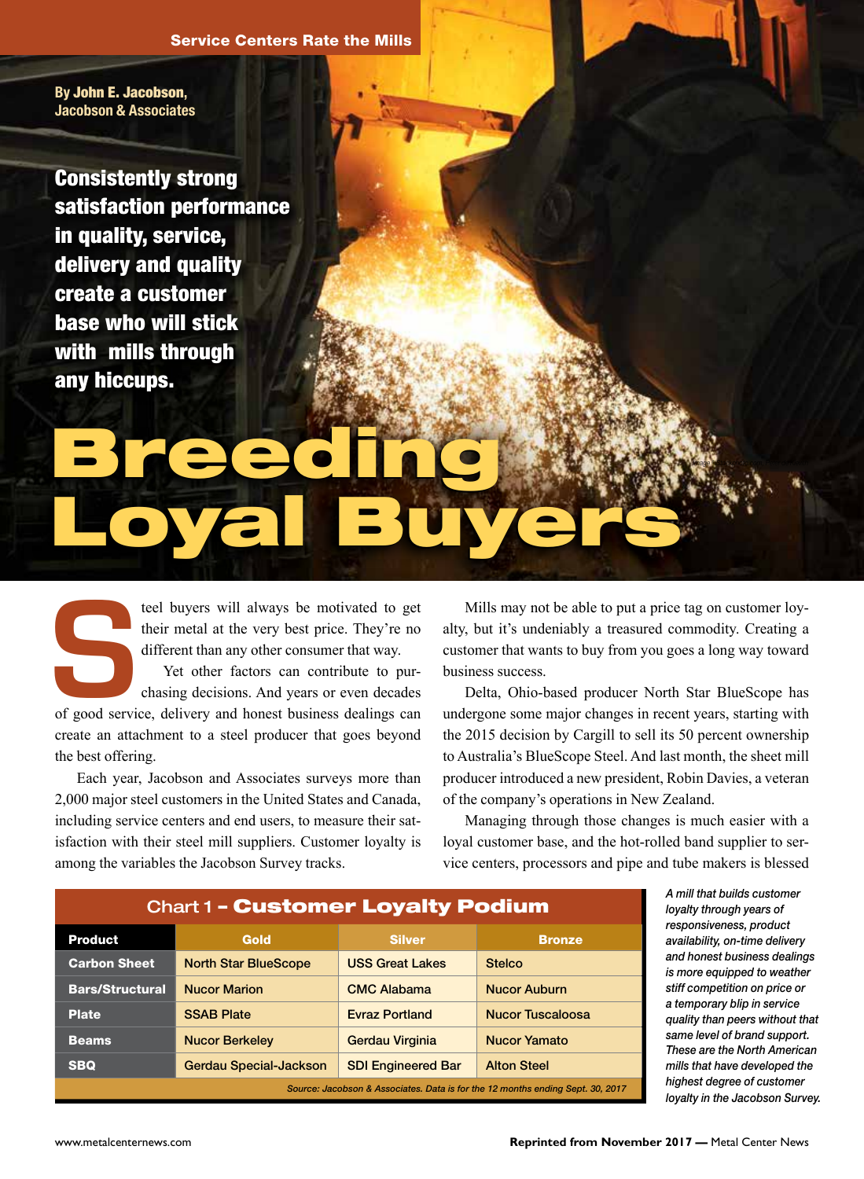Service Centers Rate the Mills

By **John E. Jacobson**, Jacobson & Associates

**Consistently strong satisfaction performance in quality, service, delivery and quality create a customer base who will stick with mills through any hiccups.**

# Breeding Loyal Buyers

Steel buyers will always be motivated to get their metal at the very best price. They're no different than any other consumer that way.

Yet other factors can contribute to purchasing decisions. And years or even decades of good service, delivery and honest business dealings can create an attachment to a steel producer that goes beyond the best offering.

Each year, Jacobson and Associates surveys more than 2,000 major steel customers in the United States and Canada, including service centers and end users, to measure their satisfaction with their steel mill suppliers. Customer loyalty is among the variables the Jacobson Survey tracks.

Mills may not be able to put a price tag on customer loyalty, but it's undeniably a treasured commodity. Creating a customer that wants to buy from you goes a long way toward business success.

Delta, Ohio-based producer North Star BlueScope has undergone some major changes in recent years, starting with the 2015 decision by Cargill to sell its 50 percent ownership to Australia's BlueScope Steel. And last month, the sheet mill producer introduced a new president, Robin Davies, a veteran of the company's operations in New Zealand.

Managing through those changes is much easier with a loyal customer base, and the hot-rolled band supplier to service centers, processors and pipe and tube makers is blessed

**Chart 1 – Customer Loyalty Podium**

| Product | Gold | Silver | Bronze |
| --- | --- | --- | --- |
| Carbon Sheet | North Star BlueScope | USS Great Lakes | Stelco |
| Bars/Structural | Nucor Marion | CMC Alabama | Nucor Auburn |
| Plate | SSAB Plate | Evraz Portland | Nucor Tuscaloosa |
| Beams | Nucor Berkeley | Gerdau Virginia | Nucor Yamato |
| SBQ | Gerdau Special-Jackson | SDI Engineered Bar | Alton Steel |

*Source: Jacobson & Associates. Data is for the 12 months ending Sept. 30, 2017*

*A mill that builds customer loyalty through years of responsiveness, product availability, on-time delivery and honest business dealings is more equipped to weather stiff competition on price or a temporary blip in service quality than peers without that same level of brand support. These are the North American mills that have developed the highest degree of customer loyalty in the Jacobson Survey.*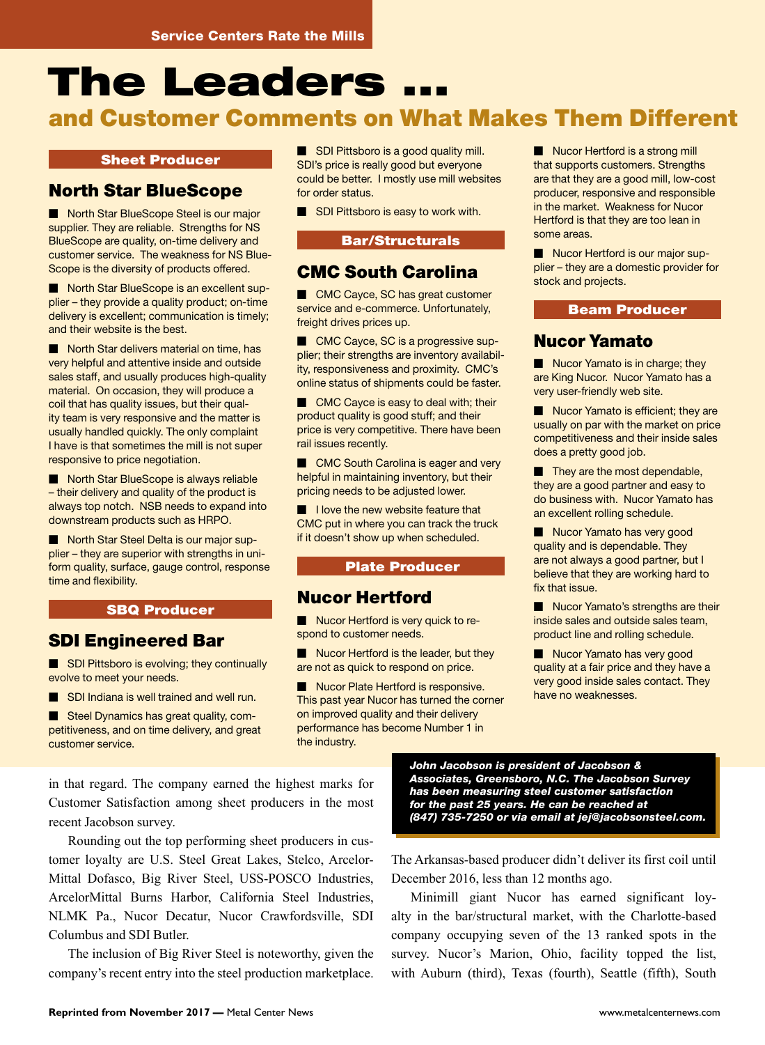Service Centers Rate the Mills

# The Leaders ...

## and Customer Comments on What Makes Them Different

### Sheet Producer

## North Star BlueScope

■ North Star BlueScope Steel is our major supplier. They are reliable. Strengths for NS BlueScope are quality, on-time delivery and customer service. The weakness for NS BlueScope is the diversity of products offered.

■ North Star BlueScope is an excellent supplier – they provide a quality product; on-time delivery is excellent; communication is timely; and their website is the best.

■ North Star delivers material on time, has very helpful and attentive inside and outside sales staff, and usually produces high-quality material. On occasion, they will produce a coil that has quality issues, but their quality team is very responsive and the matter is usually handled quickly. The only complaint I have is that sometimes the mill is not super responsive to price negotiation.

■ North Star BlueScope is always reliable – their delivery and quality of the product is always top notch. NSB needs to expand into downstream products such as HRPO.

■ North Star Steel Delta is our major supplier – they are superior with strengths in uniform quality, surface, gauge control, response time and flexibility.

### SBQ Producer

## SDI Engineered Bar

■ SDI Pittsboro is evolving; they continually evolve to meet your needs.

■ SDI Indiana is well trained and well run.

■ Steel Dynamics has great quality, competitiveness, and on time delivery, and great customer service.

■ SDI Pittsboro is a good quality mill. SDI's price is really good but everyone could be better. I mostly use mill websites for order status.

■ SDI Pittsboro is easy to work with.

### Bar/Structurals

## CMC South Carolina

■ CMC Cayce, SC has great customer service and e-commerce. Unfortunately, freight drives prices up.

■ CMC Cayce, SC is a progressive supplier; their strengths are inventory availability, responsiveness and proximity. CMC's online status of shipments could be faster.

■ CMC Cayce is easy to deal with; their product quality is good stuff; and their price is very competitive. There have been rail issues recently.

■ CMC South Carolina is eager and very helpful in maintaining inventory, but their pricing needs to be adjusted lower.

■ I love the new website feature that CMC put in where you can track the truck if it doesn't show up when scheduled.

### Plate Producer

## Nucor Hertford

■ Nucor Hertford is very quick to respond to customer needs.

■ Nucor Hertford is the leader, but they are not as quick to respond on price.

■ Nucor Plate Hertford is responsive. This past year Nucor has turned the corner on improved quality and their delivery performance has become Number 1 in the industry.

■ Nucor Hertford is a strong mill that supports customers. Strengths are that they are a good mill, low-cost producer, responsive and responsible in the market. Weakness for Nucor Hertford is that they are too lean in some areas.

■ Nucor Hertford is our major supplier – they are a domestic provider for stock and projects.

### Beam Producer

## Nucor Yamato

■ Nucor Yamato is in charge; they are King Nucor. Nucor Yamato has a very user-friendly web site.

■ Nucor Yamato is efficient; they are usually on par with the market on price competitiveness and their inside sales does a pretty good job.

■ They are the most dependable, they are a good partner and easy to do business with. Nucor Yamato has an excellent rolling schedule.

■ Nucor Yamato has very good quality and is dependable. They are not always a good partner, but I believe that they are working hard to fix that issue.

■ Nucor Yamato's strengths are their inside sales and outside sales team, product line and rolling schedule.

■ Nucor Yamato has very good quality at a fair price and they have a very good inside sales contact. They have no weaknesses.

in that regard. The company earned the highest marks for Customer Satisfaction among sheet producers in the most recent Jacobson survey.

Rounding out the top performing sheet producers in customer loyalty are U.S. Steel Great Lakes, Stelco, ArcelorMittal Dofasco, Big River Steel, USS-POSCO Industries, ArcelorMittal Burns Harbor, California Steel Industries, NLMK Pa., Nucor Decatur, Nucor Crawfordsville, SDI Columbus and SDI Butler.

The inclusion of Big River Steel is noteworthy, given the company's recent entry into the steel production marketplace. The Arkansas-based producer didn't deliver its first coil until December 2016, less than 12 months ago.

Minimill giant Nucor has earned significant loyalty in the bar/structural market, with the Charlotte-based company occupying seven of the 13 ranked spots in the survey. Nucor's Marion, Ohio, facility topped the list, with Auburn (third), Texas (fourth), Seattle (fifth), South

***John Jacobson is president of Jacobson & Associates, Greensboro, N.C. The Jacobson Survey has been measuring steel customer satisfaction for the past 25 years. He can be reached at (847) 735-7250 or via email at jej@jacobsonsteel.com.***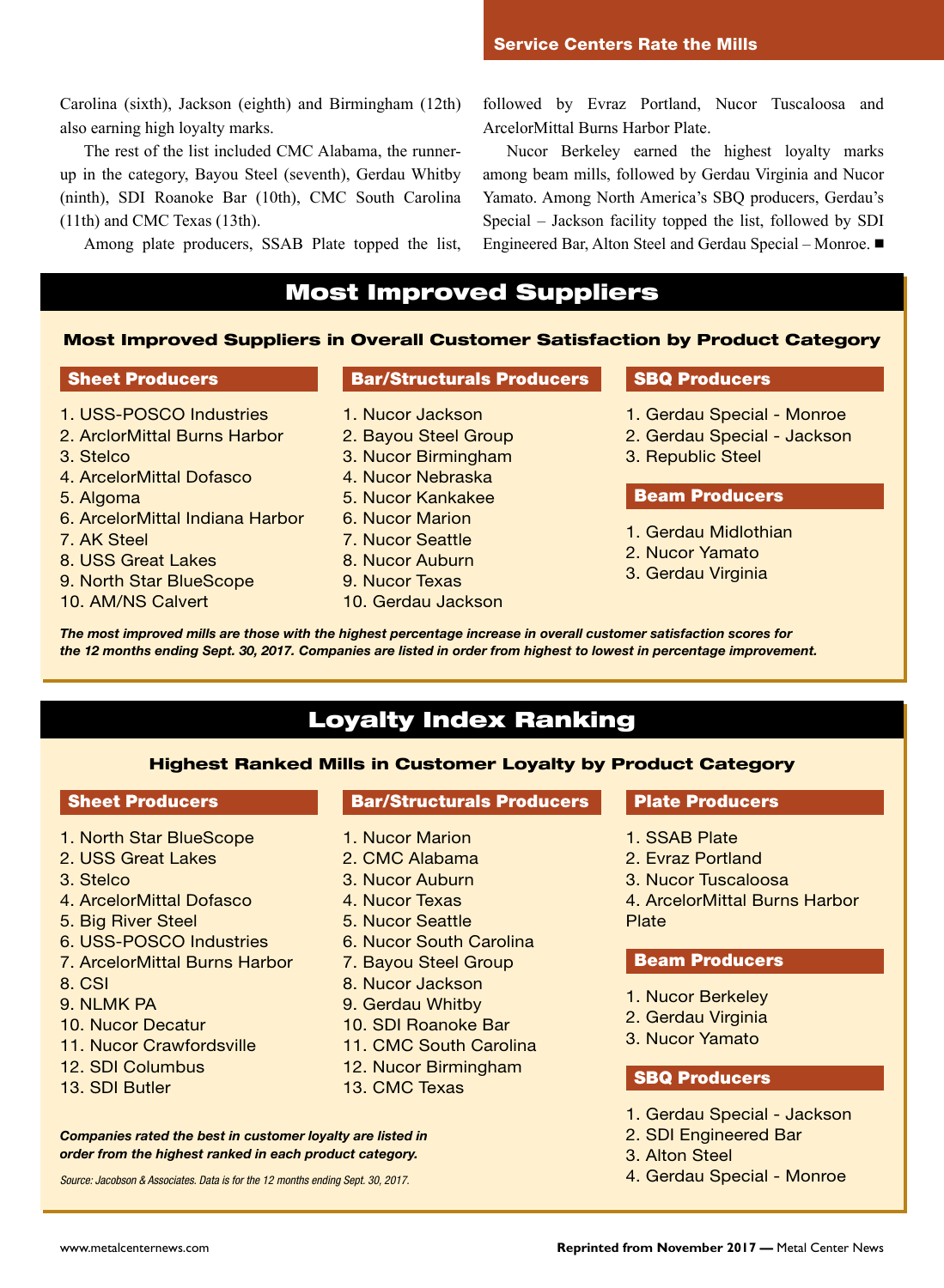Carolina (sixth), Jackson (eighth) and Birmingham (12th) also earning high loyalty marks.

The rest of the list included CMC Alabama, the runner-up in the category, Bayou Steel (seventh), Gerdau Whitby (ninth), SDI Roanoke Bar (10th), CMC South Carolina (11th) and CMC Texas (13th).

Among plate producers, SSAB Plate topped the list, followed by Evraz Portland, Nucor Tuscaloosa and ArcelorMittal Burns Harbor Plate.

Nucor Berkeley earned the highest loyalty marks among beam mills, followed by Gerdau Virginia and Nucor Yamato. Among North America's SBQ producers, Gerdau's Special – Jackson facility topped the list, followed by SDI Engineered Bar, Alton Steel and Gerdau Special – Monroe. ■

## Most Improved Suppliers

### Most Improved Suppliers in Overall Customer Satisfaction by Product Category

**Sheet Producers**

1. USS-POSCO Industries
2. ArclorMittal Burns Harbor
3. Stelco
4. ArcelorMittal Dofasco
5. Algoma
6. ArcelorMittal Indiana Harbor
7. AK Steel
8. USS Great Lakes
9. North Star BlueScope
10. AM/NS Calvert

**Bar/Structurals Producers**

1. Nucor Jackson
2. Bayou Steel Group
3. Nucor Birmingham
4. Nucor Nebraska
5. Nucor Kankakee
6. Nucor Marion
7. Nucor Seattle
8. Nucor Auburn
9. Nucor Texas
10. Gerdau Jackson

**SBQ Producers**

1. Gerdau Special - Monroe
2. Gerdau Special - Jackson
3. Republic Steel

**Beam Producers**

1. Gerdau Midlothian
2. Nucor Yamato
3. Gerdau Virginia

***The most improved mills are those with the highest percentage increase in overall customer satisfaction scores for the 12 months ending Sept. 30, 2017. Companies are listed in order from highest to lowest in percentage improvement.***

## Loyalty Index Ranking

### Highest Ranked Mills in Customer Loyalty by Product Category

**Sheet Producers**

1. North Star BlueScope
2. USS Great Lakes
3. Stelco
4. ArcelorMittal Dofasco
5. Big River Steel
6. USS-POSCO Industries
7. ArcelorMittal Burns Harbor
8. CSI
9. NLMK PA
10. Nucor Decatur
11. Nucor Crawfordsville
12. SDI Columbus
13. SDI Butler

**Bar/Structurals Producers**

1. Nucor Marion
2. CMC Alabama
3. Nucor Auburn
4. Nucor Texas
5. Nucor Seattle
6. Nucor South Carolina
7. Bayou Steel Group
8. Nucor Jackson
9. Gerdau Whitby
10. SDI Roanoke Bar
11. CMC South Carolina
12. Nucor Birmingham
13. CMC Texas

**Plate Producers**

1. SSAB Plate
2. Evraz Portland
3. Nucor Tuscaloosa
4. ArcelorMittal Burns Harbor Plate

**Beam Producers**

1. Nucor Berkeley
2. Gerdau Virginia
3. Nucor Yamato

**SBQ Producers**

1. Gerdau Special - Jackson
2. SDI Engineered Bar
3. Alton Steel
4. Gerdau Special - Monroe

***Companies rated the best in customer loyalty are listed in order from the highest ranked in each product category.***

*Source: Jacobson & Associates. Data is for the 12 months ending Sept. 30, 2017.*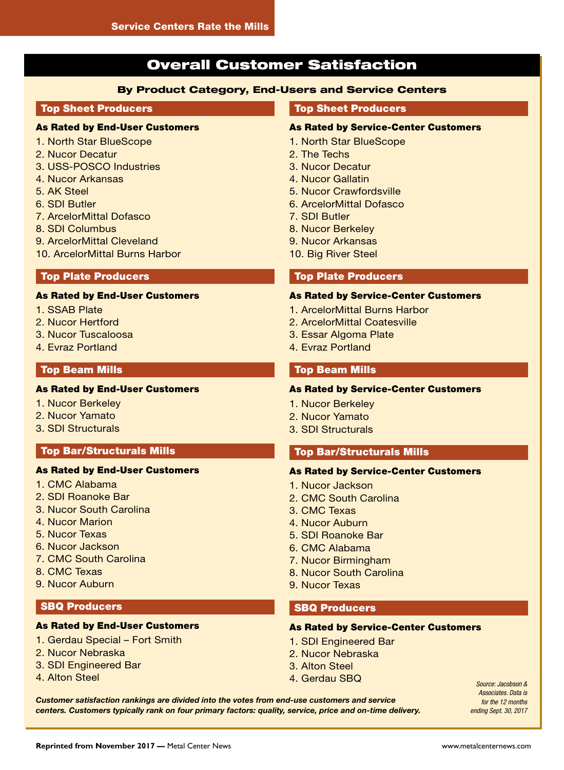Service Centers Rate the Mills

# Overall Customer Satisfaction

### By Product Category, End-Users and Service Centers

## Top Sheet Producers

**As Rated by End-User Customers**

1. North Star BlueScope
2. Nucor Decatur
3. USS-POSCO Industries
4. Nucor Arkansas
5. AK Steel
6. SDI Butler
7. ArcelorMittal Dofasco
8. SDI Columbus
9. ArcelorMittal Cleveland
10. ArcelorMittal Burns Harbor

## Top Plate Producers

**As Rated by End-User Customers**

1. SSAB Plate
2. Nucor Hertford
3. Nucor Tuscaloosa
4. Evraz Portland

## Top Beam Mills

**As Rated by End-User Customers**

1. Nucor Berkeley
2. Nucor Yamato
3. SDI Structurals

## Top Bar/Structurals Mills

**As Rated by End-User Customers**

1. CMC Alabama
2. SDI Roanoke Bar
3. Nucor South Carolina
4. Nucor Marion
5. Nucor Texas
6. Nucor Jackson
7. CMC South Carolina
8. CMC Texas
9. Nucor Auburn

## SBQ Producers

**As Rated by End-User Customers**

1. Gerdau Special – Fort Smith
2. Nucor Nebraska
3. SDI Engineered Bar
4. Alton Steel

## Top Sheet Producers

**As Rated by Service-Center Customers**

1. North Star BlueScope
2. The Techs
3. Nucor Decatur
4. Nucor Gallatin
5. Nucor Crawfordsville
6. ArcelorMittal Dofasco
7. SDI Butler
8. Nucor Berkeley
9. Nucor Arkansas
10. Big River Steel

## Top Plate Producers

**As Rated by Service-Center Customers**

1. ArcelorMittal Burns Harbor
2. ArcelorMittal Coatesville
3. Essar Algoma Plate
4. Evraz Portland

## Top Beam Mills

**As Rated by Service-Center Customers**

1. Nucor Berkeley
2. Nucor Yamato
3. SDI Structurals

## Top Bar/Structurals Mills

**As Rated by Service-Center Customers**

1. Nucor Jackson
2. CMC South Carolina
3. CMC Texas
4. Nucor Auburn
5. SDI Roanoke Bar
6. CMC Alabama
7. Nucor Birmingham
8. Nucor South Carolina
9. Nucor Texas

## SBQ Producers

**As Rated by Service-Center Customers**

1. SDI Engineered Bar
2. Nucor Nebraska
3. Alton Steel
4. Gerdau SBQ

***Customer satisfaction rankings are divided into the votes from end-use customers and service centers. Customers typically rank on four primary factors: quality, service, price and on-time delivery.***

*Source: Jacobson & Associates. Data is for the 12 months ending Sept. 30, 2017*

**Reprinted from November 2017 —** Metal Center News

www.metalcenternews.com